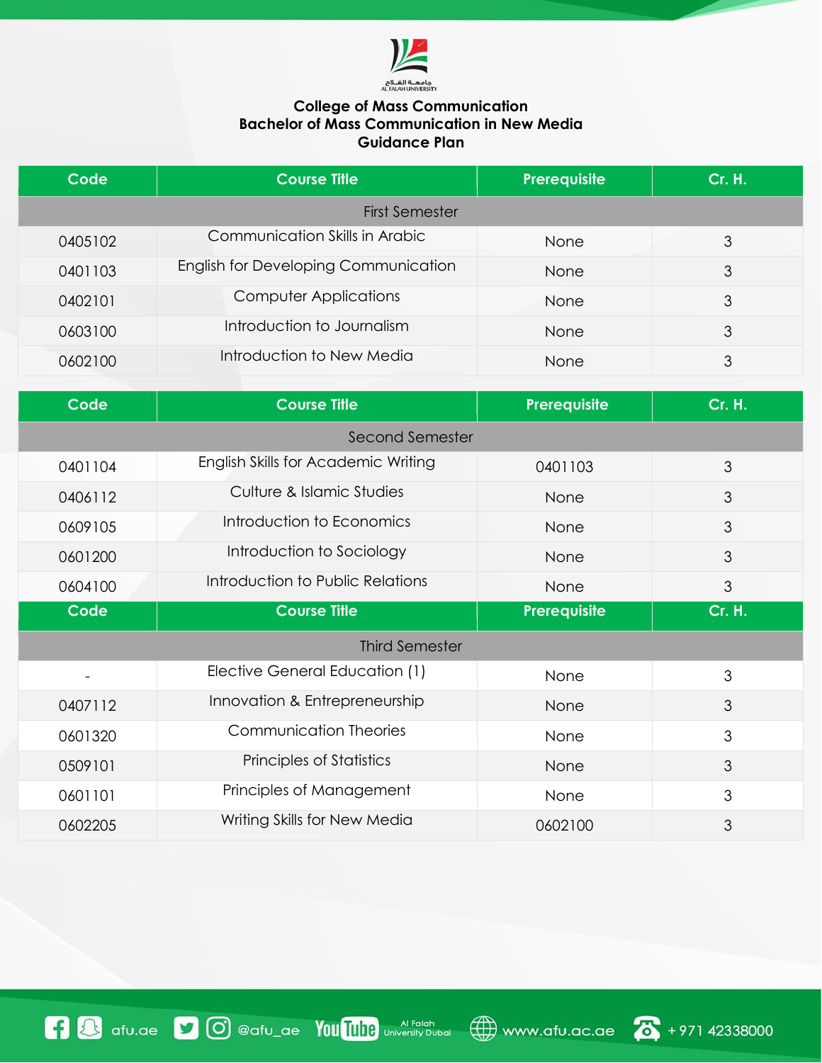# College of Mass Communication
## Bachelor of Mass Communication in New Media
### Guidance Plan

| Code | Course Title | Prerequisite | Cr. H. |
|---|---|---|---|
| **First Semester** | | | |
| 0405102 | Communication Skills in Arabic | None | 3 |
| 0401103 | English for Developing Communication | None | 3 |
| 0402101 | Computer Applications | None | 3 |
| 0603100 | Introduction to Journalism | None | 3 |
| 0602100 | Introduction to New Media | None | 3 |

| Code | Course Title | Prerequisite | Cr. H. |
|---|---|---|---|
| **Second Semester** | | | |
| 0401104 | English Skills for Academic Writing | 0401103 | 3 |
| 0406112 | Culture & Islamic Studies | None | 3 |
| 0609105 | Introduction to Economics | None | 3 |
| 0601200 | Introduction to Sociology | None | 3 |
| 0604100 | Introduction to Public Relations | None | 3 |

| Code | Course Title | Prerequisite | Cr. H. |
|---|---|---|---|
| **Third Semester** | | | |
| - | Elective General Education (1) | None | 3 |
| 0407112 | Innovation & Entrepreneurship | None | 3 |
| 0601320 | Communication Theories | None | 3 |
| 0509101 | Principles of Statistics | None | 3 |
| 0601101 | Principles of Management | None | 3 |
| 0602205 | Writing Skills for New Media | 0602100 | 3 |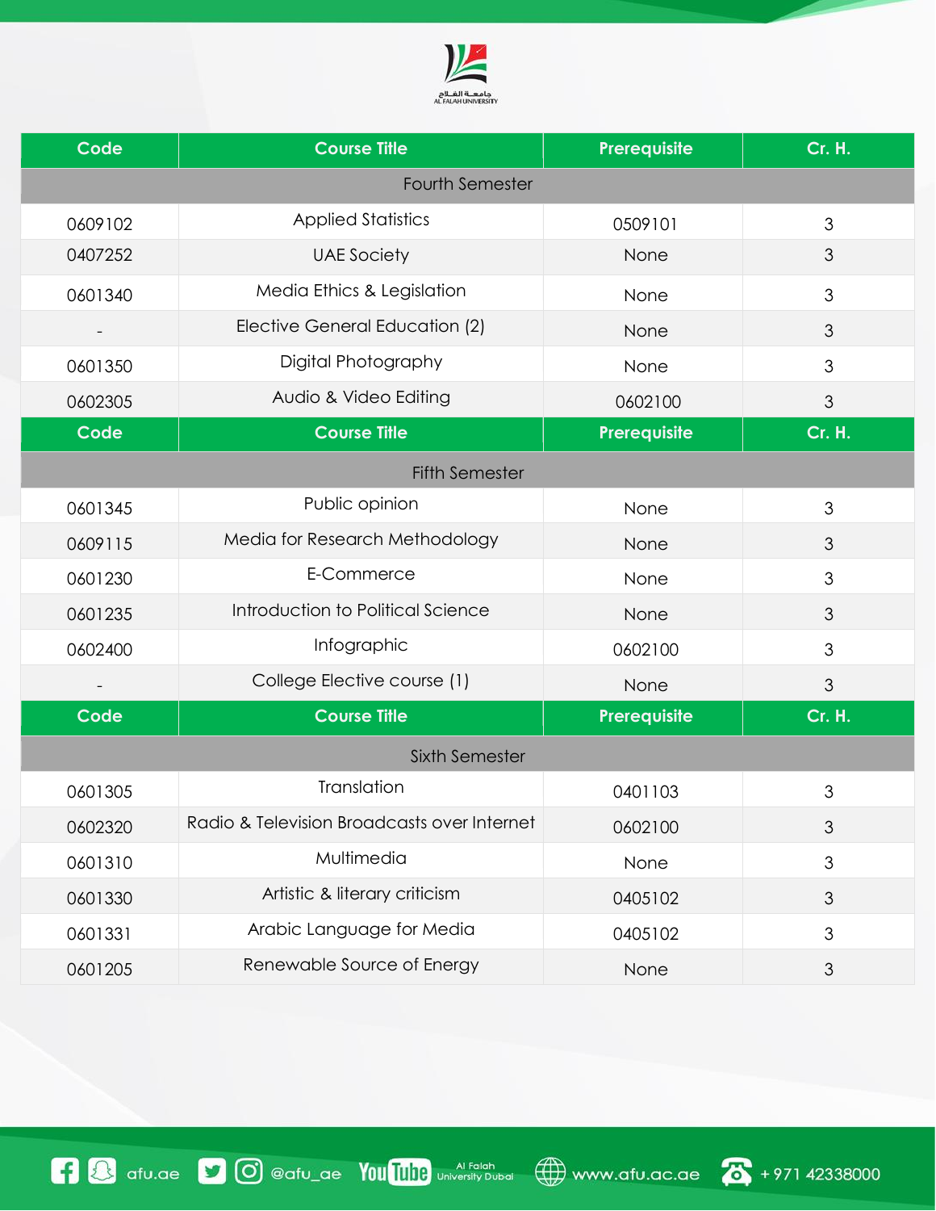| Code | Course Title | Prerequisite | Cr. H. |
|---|---|---|---|
| | Fourth Semester | | |
| 0609102 | Applied Statistics | 0509101 | 3 |
| 0407252 | UAE Society | None | 3 |
| 0601340 | Media Ethics & Legislation | None | 3 |
| - | Elective General Education (2) | None | 3 |
| 0601350 | Digital Photography | None | 3 |
| 0602305 | Audio & Video Editing | 0602100 | 3 |

| Code | Course Title | Prerequisite | Cr. H. |
|---|---|---|---|
| | Fifth Semester | | |
| 0601345 | Public opinion | None | 3 |
| 0609115 | Media for Research Methodology | None | 3 |
| 0601230 | E-Commerce | None | 3 |
| 0601235 | Introduction to Political Science | None | 3 |
| 0602400 | Infographic | 0602100 | 3 |
| - | College Elective course (1) | None | 3 |

| Code | Course Title | Prerequisite | Cr. H. |
|---|---|---|---|
| | Sixth Semester | | |
| 0601305 | Translation | 0401103 | 3 |
| 0602320 | Radio & Television Broadcasts over Internet | 0602100 | 3 |
| 0601310 | Multimedia | None | 3 |
| 0601330 | Artistic & literary criticism | 0405102 | 3 |
| 0601331 | Arabic Language for Media | 0405102 | 3 |
| 0601205 | Renewable Source of Energy | None | 3 |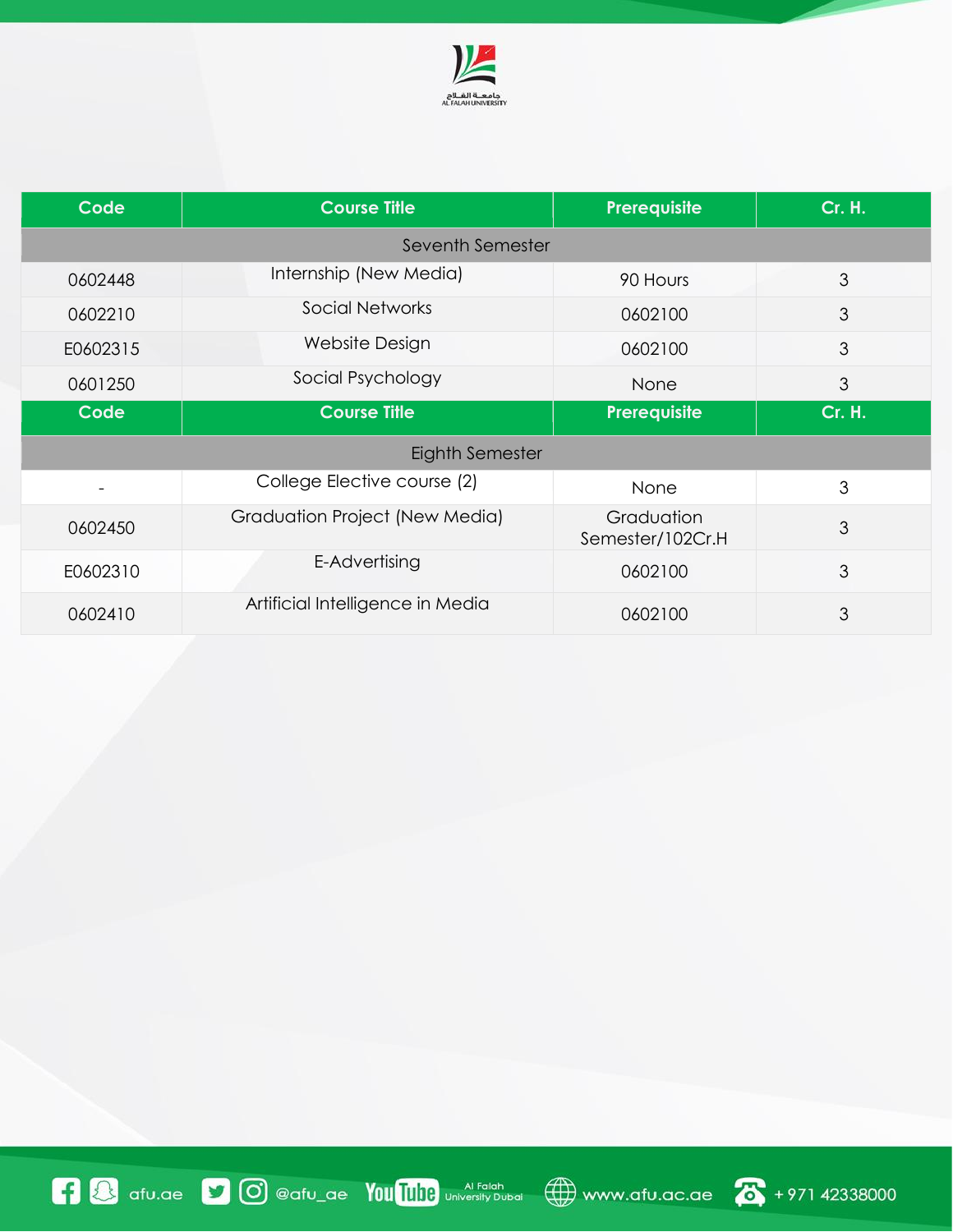| Code | Course Title | Prerequisite | Cr. H. |
|---|---|---|---|
| Seventh Semester | | | |
| 0602448 | Internship (New Media) | 90 Hours | 3 |
| 0602210 | Social Networks | 0602100 | 3 |
| E0602315 | Website Design | 0602100 | 3 |
| 0601250 | Social Psychology | None | 3 |
| **Code** | **Course Title** | **Prerequisite** | **Cr. H.** |
| Eighth Semester | | | |
| - | College Elective course (2) | None | 3 |
| 0602450 | Graduation Project (New Media) | Graduation Semester/102Cr.H | 3 |
| E0602310 | E-Advertising | 0602100 | 3 |
| 0602410 | Artificial Intelligence in Media | 0602100 | 3 |